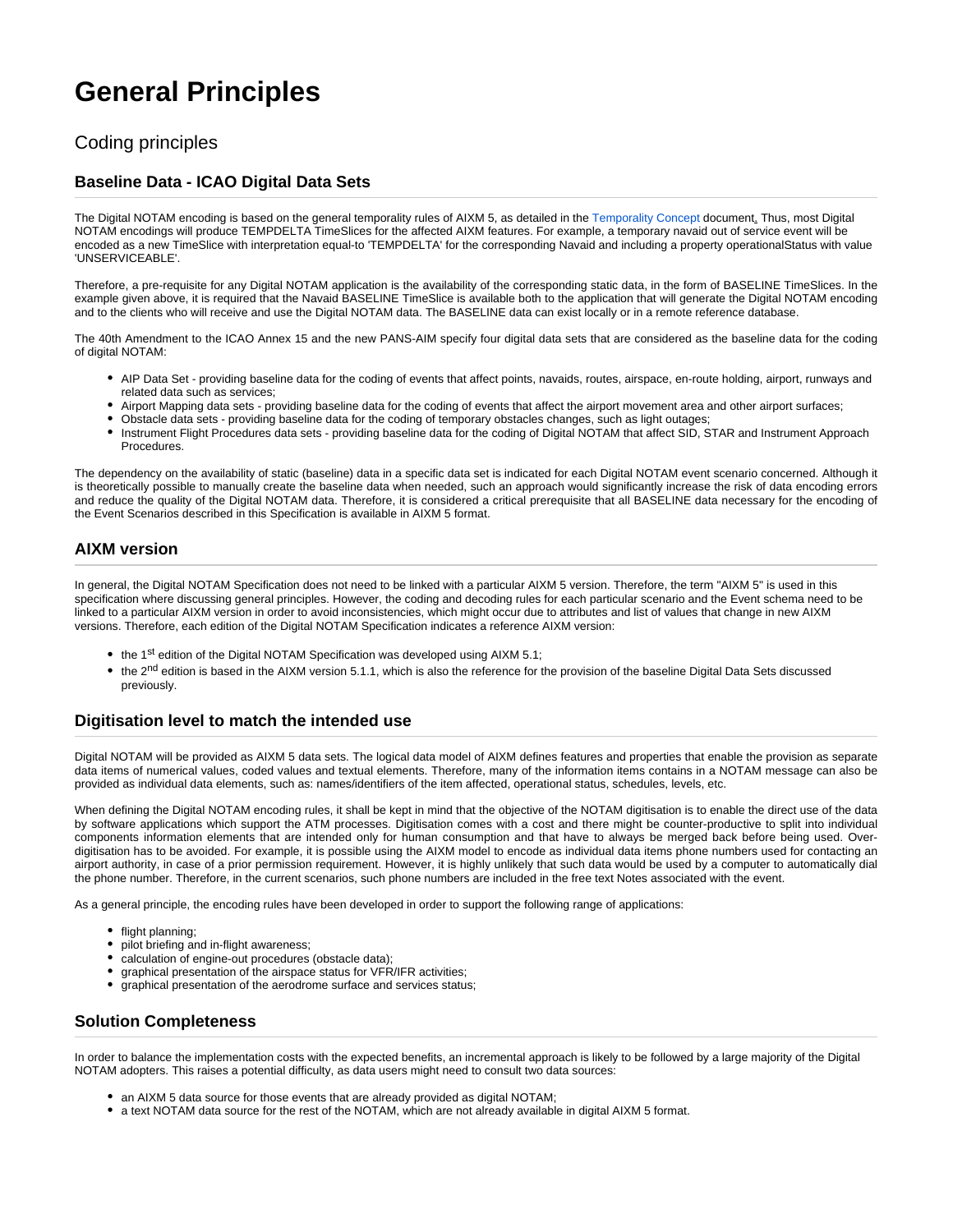# General Principles

## Coding principles

### Baseline Data - ICAO Digital Data Sets

The Digital NOTAM encoding is based on the general temporality rules of AIXM 5, as detailed in the Temporality Concept document. Thus, most Digital NOTAM encodings will produce TEMPDELTA TimeSlices for the affected AIXM features. For example, a temporary navaid out of service event will be encoded as a new TimeSlice with interpretation equal-to 'TEMPDELTA' for the corresponding Navaid and including a property operationalStatus with value 'UNSERVICEABLE'.

Therefore, a pre-requisite for any Digital NOTAM application is the availability of the corresponding static data, in the form of BASELINE TimeSlices. In the example given above, it is required that the Navaid BASELINE TimeSlice is available both to the application that will generate the Digital NOTAM encoding and to the clients who will receive and use the Digital NOTAM data. The BASELINE data can exist locally or in a remote reference database.

The 40th Amendment to the ICAO Annex 15 and the new PANS-AIM specify four digital data sets that are considered as the baseline data for the coding of digital NOTAM:

- AIP Data Set - providing baseline data for the coding of events that affect points, navaids, routes, airspace, en-route holding, airport, runways and related data such as services;
- Airport Mapping data sets - providing baseline data for the coding of events that affect the airport movement area and other airport surfaces;
- Obstacle data sets - providing baseline data for the coding of temporary obstacles changes, such as light outages;
- Instrument Flight Procedures data sets - providing baseline data for the coding of Digital NOTAM that affect SID, STAR and Instrument Approach Procedures.

The dependency on the availability of static (baseline) data in a specific data set is indicated for each Digital NOTAM event scenario concerned. Although it is theoretically possible to manually create the baseline data when needed, such an approach would significantly increase the risk of data encoding errors and reduce the quality of the Digital NOTAM data. Therefore, it is considered a critical prerequisite that all BASELINE data necessary for the encoding of the Event Scenarios described in this Specification is available in AIXM 5 format.

### AIXM version

In general, the Digital NOTAM Specification does not need to be linked with a particular AIXM 5 version. Therefore, the term "AIXM 5" is used in this specification where discussing general principles. However, the coding and decoding rules for each particular scenario and the Event schema need to be linked to a particular AIXM version in order to avoid inconsistencies, which might occur due to attributes and list of values that change in new AIXM versions. Therefore, each edition of the Digital NOTAM Specification indicates a reference AIXM version:

- the 1st edition of the Digital NOTAM Specification was developed using AIXM 5.1;
- the 2nd edition is based in the AIXM version 5.1.1, which is also the reference for the provision of the baseline Digital Data Sets discussed previously.

### Digitisation level to match the intended use

Digital NOTAM will be provided as AIXM 5 data sets. The logical data model of AIXM defines features and properties that enable the provision as separate data items of numerical values, coded values and textual elements. Therefore, many of the information items contains in a NOTAM message can also be provided as individual data elements, such as: names/identifiers of the item affected, operational status, schedules, levels, etc.

When defining the Digital NOTAM encoding rules, it shall be kept in mind that the objective of the NOTAM digitisation is to enable the direct use of the data by software applications which support the ATM processes. Digitisation comes with a cost and there might be counter-productive to split into individual components information elements that are intended only for human consumption and that have to always be merged back before being used. Over-digitisation has to be avoided. For example, it is possible using the AIXM model to encode as individual data items phone numbers used for contacting an airport authority, in case of a prior permission requirement. However, it is highly unlikely that such data would be used by a computer to automatically dial the phone number. Therefore, in the current scenarios, such phone numbers are included in the free text Notes associated with the event.

As a general principle, the encoding rules have been developed in order to support the following range of applications:

- flight planning;
- pilot briefing and in-flight awareness;
- calculation of engine-out procedures (obstacle data);
- graphical presentation of the airspace status for VFR/IFR activities;
- graphical presentation of the aerodrome surface and services status;

### Solution Completeness

In order to balance the implementation costs with the expected benefits, an incremental approach is likely to be followed by a large majority of the Digital NOTAM adopters. This raises a potential difficulty, as data users might need to consult two data sources:

- an AIXM 5 data source for those events that are already provided as digital NOTAM;
- a text NOTAM data source for the rest of the NOTAM, which are not already available in digital AIXM 5 format.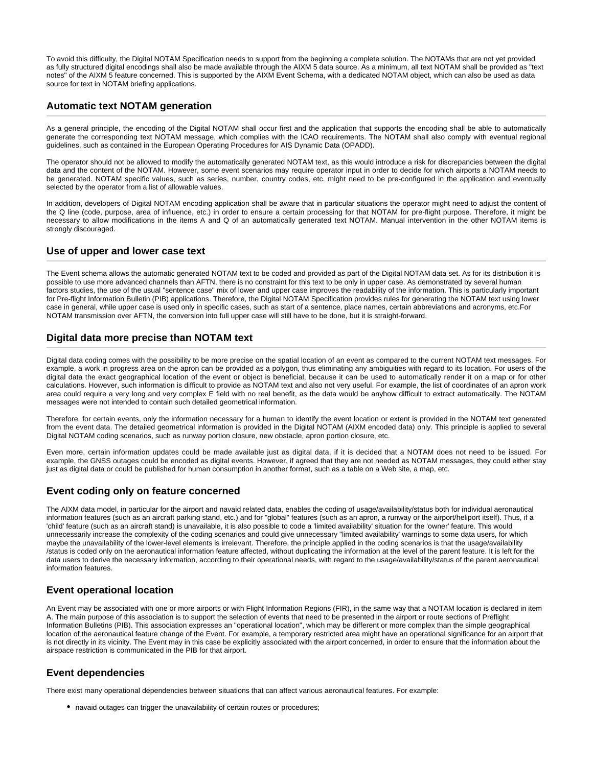To avoid this difficulty, the Digital NOTAM Specification needs to support from the beginning a complete solution. The NOTAMs that are not yet provided as fully structured digital encodings shall also be made available through the AIXM 5 data source. As a minimum, all text NOTAM shall be provided as "text notes" of the AIXM 5 feature concerned. This is supported by the AIXM Event Schema, with a dedicated NOTAM object, which can also be used as data source for text in NOTAM briefing applications.

## Automatic text NOTAM generation

As a general principle, the encoding of the Digital NOTAM shall occur first and the application that supports the encoding shall be able to automatically generate the corresponding text NOTAM message, which complies with the ICAO requirements. The NOTAM shall also comply with eventual regional guidelines, such as contained in the European Operating Procedures for AIS Dynamic Data (OPADD).

The operator should not be allowed to modify the automatically generated NOTAM text, as this would introduce a risk for discrepancies between the digital data and the content of the NOTAM. However, some event scenarios may require operator input in order to decide for which airports a NOTAM needs to be generated. NOTAM specific values, such as series, number, country codes, etc. might need to be pre-configured in the application and eventually selected by the operator from a list of allowable values.

In addition, developers of Digital NOTAM encoding application shall be aware that in particular situations the operator might need to adjust the content of the Q line (code, purpose, area of influence, etc.) in order to ensure a certain processing for that NOTAM for pre-flight purpose. Therefore, it might be necessary to allow modifications in the items A and Q of an automatically generated text NOTAM. Manual intervention in the other NOTAM items is strongly discouraged.

## Use of upper and lower case text

The Event schema allows the automatic generated NOTAM text to be coded and provided as part of the Digital NOTAM data set. As for its distribution it is possible to use more advanced channels than AFTN, there is no constraint for this text to be only in upper case. As demonstrated by several human factors studies, the use of the usual "sentence case" mix of lower and upper case improves the readability of the information. This is particularly important for Pre-flight Information Bulletin (PIB) applications. Therefore, the Digital NOTAM Specification provides rules for generating the NOTAM text using lower case in general, while upper case is used only in specific cases, such as start of a sentence, place names, certain abbreviations and acronyms, etc.For NOTAM transmission over AFTN, the conversion into full upper case will still have to be done, but it is straight-forward.

## Digital data more precise than NOTAM text

Digital data coding comes with the possibility to be more precise on the spatial location of an event as compared to the current NOTAM text messages. For example, a work in progress area on the apron can be provided as a polygon, thus eliminating any ambiguities with regard to its location. For users of the digital data the exact geographical location of the event or object is beneficial, because it can be used to automatically render it on a map or for other calculations. However, such information is difficult to provide as NOTAM text and also not very useful. For example, the list of coordinates of an apron work area could require a very long and very complex E field with no real benefit, as the data would be anyhow difficult to extract automatically. The NOTAM messages were not intended to contain such detailed geometrical information.

Therefore, for certain events, only the information necessary for a human to identify the event location or extent is provided in the NOTAM text generated from the event data. The detailed geometrical information is provided in the Digital NOTAM (AIXM encoded data) only. This principle is applied to several Digital NOTAM coding scenarios, such as runway portion closure, new obstacle, apron portion closure, etc.

Even more, certain information updates could be made available just as digital data, if it is decided that a NOTAM does not need to be issued. For example, the GNSS outages could be encoded as digital events. However, if agreed that they are not needed as NOTAM messages, they could either stay just as digital data or could be published for human consumption in another format, such as a table on a Web site, a map, etc.

## Event coding only on feature concerned

The AIXM data model, in particular for the airport and navaid related data, enables the coding of usage/availability/status both for individual aeronautical information features (such as an aircraft parking stand, etc.) and for "global" features (such as an apron, a runway or the airport/heliport itself). Thus, if a 'child' feature (such as an aircraft stand) is unavailable, it is also possible to code a 'limited availability' situation for the 'owner' feature. This would unnecessarily increase the complexity of the coding scenarios and could give unnecessary "limited availability" warnings to some data users, for which maybe the unavailability of the lower-level elements is irrelevant. Therefore, the principle applied in the coding scenarios is that the usage/availability /status is coded only on the aeronautical information feature affected, without duplicating the information at the level of the parent feature. It is left for the data users to derive the necessary information, according to their operational needs, with regard to the usage/availability/status of the parent aeronautical information features.

## Event operational location

An Event may be associated with one or more airports or with Flight Information Regions (FIR), in the same way that a NOTAM location is declared in item A. The main purpose of this association is to support the selection of events that need to be presented in the airport or route sections of Preflight Information Bulletins (PIB). This association expresses an "operational location", which may be different or more complex than the simple geographical location of the aeronautical feature change of the Event. For example, a temporary restricted area might have an operational significance for an airport that is not directly in its vicinity. The Event may in this case be explicitly associated with the airport concerned, in order to ensure that the information about the airspace restriction is communicated in the PIB for that airport.

## Event dependencies

There exist many operational dependencies between situations that can affect various aeronautical features. For example:

- navaid outages can trigger the unavailability of certain routes or procedures;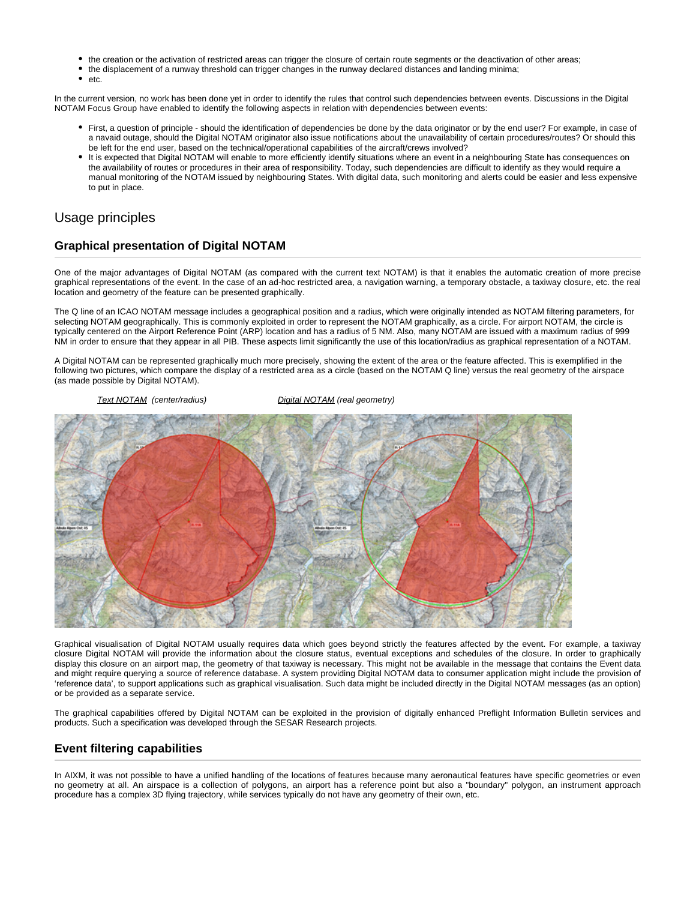- the creation or the activation of restricted areas can trigger the closure of certain route segments or the deactivation of other areas;
- the displacement of a runway threshold can trigger changes in the runway declared distances and landing minima;
- etc.

In the current version, no work has been done yet in order to identify the rules that control such dependencies between events. Discussions in the Digital NOTAM Focus Group have enabled to identify the following aspects in relation with dependencies between events:

- First, a question of principle - should the identification of dependencies be done by the data originator or by the end user? For example, in case of a navaid outage, should the Digital NOTAM originator also issue notifications about the unavailability of certain procedures/routes? Or should this be left for the end user, based on the technical/operational capabilities of the aircraft/crews involved?
- It is expected that Digital NOTAM will enable to more efficiently identify situations where an event in a neighbouring State has consequences on the availability of routes or procedures in their area of responsibility. Today, such dependencies are difficult to identify as they would require a manual monitoring of the NOTAM issued by neighbouring States. With digital data, such monitoring and alerts could be easier and less expensive to put in place.

# Usage principles

## Graphical presentation of Digital NOTAM

One of the major advantages of Digital NOTAM (as compared with the current text NOTAM) is that it enables the automatic creation of more precise graphical representations of the event. In the case of an ad-hoc restricted area, a navigation warning, a temporary obstacle, a taxiway closure, etc. the real location and geometry of the feature can be presented graphically.

The Q line of an ICAO NOTAM message includes a geographical position and a radius, which were originally intended as NOTAM filtering parameters, for selecting NOTAM geographically. This is commonly exploited in order to represent the NOTAM graphically, as a circle. For airport NOTAM, the circle is typically centered on the Airport Reference Point (ARP) location and has a radius of 5 NM. Also, many NOTAM are issued with a maximum radius of 999 NM in order to ensure that they appear in all PIB. These aspects limit significantly the use of this location/radius as graphical representation of a NOTAM.

A Digital NOTAM can be represented graphically much more precisely, showing the extent of the area or the feature affected. This is exemplified in the following two pictures, which compare the display of a restricted area as a circle (based on the NOTAM Q line) versus the real geometry of the airspace (as made possible by Digital NOTAM).

*Text NOTAM (center/radius)* *Digital NOTAM (real geometry)*

Graphical visualisation of Digital NOTAM usually requires data which goes beyond strictly the features affected by the event. For example, a taxiway closure Digital NOTAM will provide the information about the closure status, eventual exceptions and schedules of the closure. In order to graphically display this closure on an airport map, the geometry of that taxiway is necessary. This might not be available in the message that contains the Event data and might require querying a source of reference database. A system providing Digital NOTAM data to consumer application might include the provision of 'reference data', to support applications such as graphical visualisation. Such data might be included directly in the Digital NOTAM messages (as an option) or be provided as a separate service.

The graphical capabilities offered by Digital NOTAM can be exploited in the provision of digitally enhanced Preflight Information Bulletin services and products. Such a specification was developed through the SESAR Research projects.

## Event filtering capabilities

In AIXM, it was not possible to have a unified handling of the locations of features because many aeronautical features have specific geometries or even no geometry at all. An airspace is a collection of polygons, an airport has a reference point but also a "boundary" polygon, an instrument approach procedure has a complex 3D flying trajectory, while services typically do not have any geometry of their own, etc.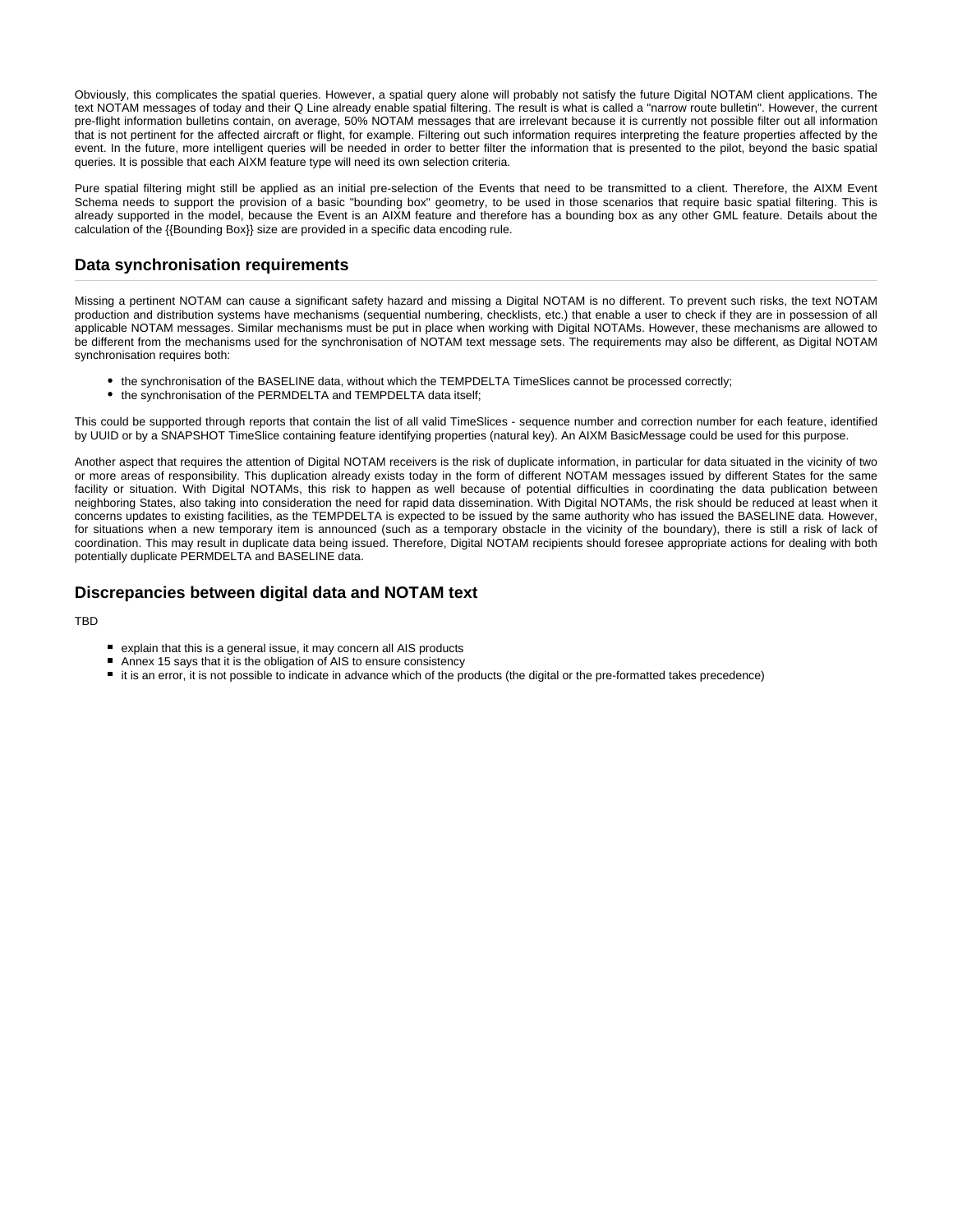Obviously, this complicates the spatial queries. However, a spatial query alone will probably not satisfy the future Digital NOTAM client applications. The text NOTAM messages of today and their Q Line already enable spatial filtering. The result is what is called a "narrow route bulletin". However, the current pre-flight information bulletins contain, on average, 50% NOTAM messages that are irrelevant because it is currently not possible filter out all information that is not pertinent for the affected aircraft or flight, for example. Filtering out such information requires interpreting the feature properties affected by the event. In the future, more intelligent queries will be needed in order to better filter the information that is presented to the pilot, beyond the basic spatial queries. It is possible that each AIXM feature type will need its own selection criteria.

Pure spatial filtering might still be applied as an initial pre-selection of the Events that need to be transmitted to a client. Therefore, the AIXM Event Schema needs to support the provision of a basic "bounding box" geometry, to be used in those scenarios that require basic spatial filtering. This is already supported in the model, because the Event is an AIXM feature and therefore has a bounding box as any other GML feature. Details about the calculation of the {{Bounding Box}} size are provided in a specific data encoding rule.

## Data synchronisation requirements

Missing a pertinent NOTAM can cause a significant safety hazard and missing a Digital NOTAM is no different. To prevent such risks, the text NOTAM production and distribution systems have mechanisms (sequential numbering, checklists, etc.) that enable a user to check if they are in possession of all applicable NOTAM messages. Similar mechanisms must be put in place when working with Digital NOTAMs. However, these mechanisms are allowed to be different from the mechanisms used for the synchronisation of NOTAM text message sets. The requirements may also be different, as Digital NOTAM synchronisation requires both:

- the synchronisation of the BASELINE data, without which the TEMPDELTA TimeSlices cannot be processed correctly;
- the synchronisation of the PERMDELTA and TEMPDELTA data itself;

This could be supported through reports that contain the list of all valid TimeSlices - sequence number and correction number for each feature, identified by UUID or by a SNAPSHOT TimeSlice containing feature identifying properties (natural key). An AIXM BasicMessage could be used for this purpose.

Another aspect that requires the attention of Digital NOTAM receivers is the risk of duplicate information, in particular for data situated in the vicinity of two or more areas of responsibility. This duplication already exists today in the form of different NOTAM messages issued by different States for the same facility or situation. With Digital NOTAMs, this risk to happen as well because of potential difficulties in coordinating the data publication between neighboring States, also taking into consideration the need for rapid data dissemination. With Digital NOTAMs, the risk should be reduced at least when it concerns updates to existing facilities, as the TEMPDELTA is expected to be issued by the same authority who has issued the BASELINE data. However, for situations when a new temporary item is announced (such as a temporary obstacle in the vicinity of the boundary), there is still a risk of lack of coordination. This may result in duplicate data being issued. Therefore, Digital NOTAM recipients should foresee appropriate actions for dealing with both potentially duplicate PERMDELTA and BASELINE data.

## Discrepancies between digital data and NOTAM text

TBD

- explain that this is a general issue, it may concern all AIS products
- Annex 15 says that it is the obligation of AIS to ensure consistency
- it is an error, it is not possible to indicate in advance which of the products (the digital or the pre-formatted takes precedence)